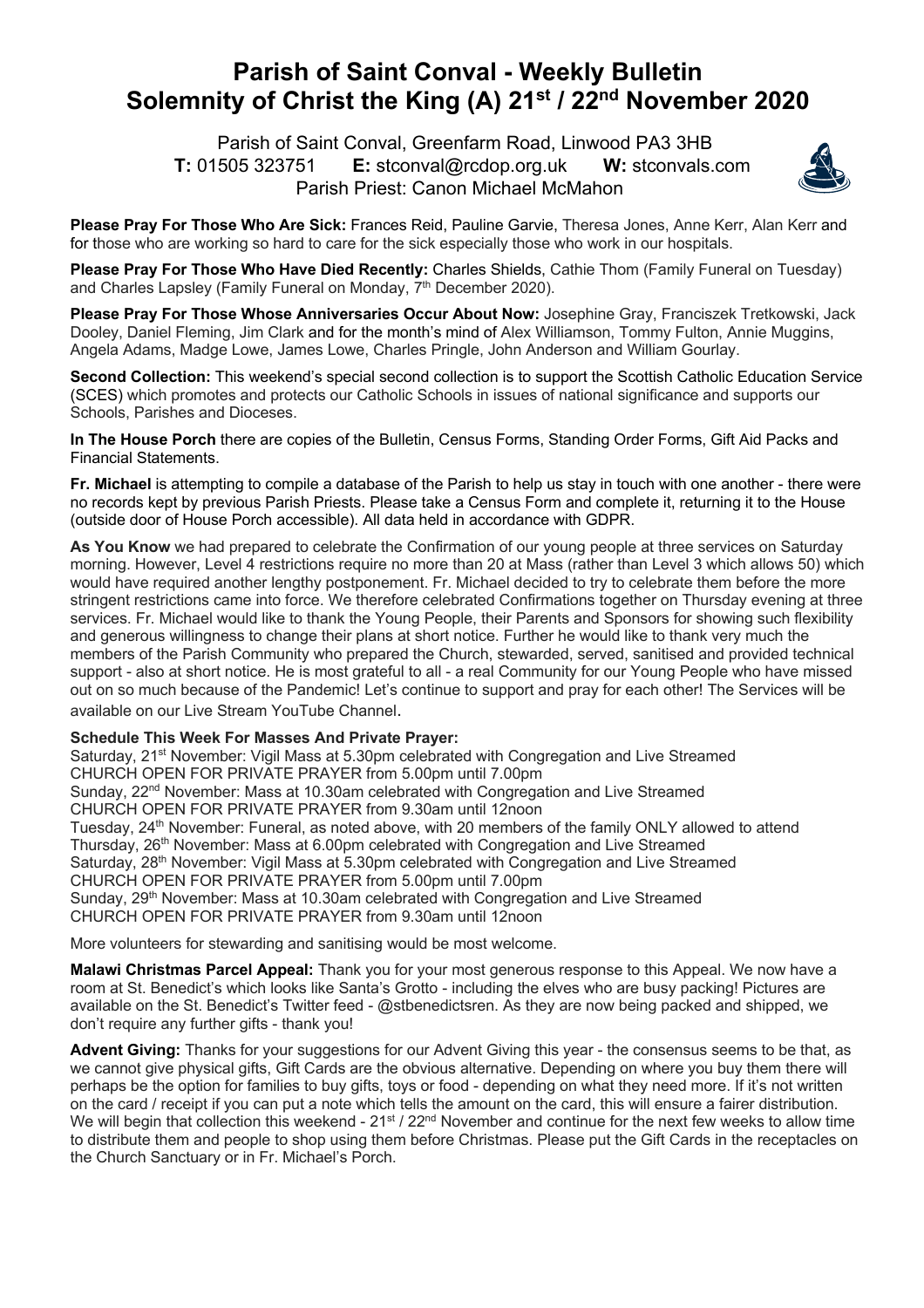# Parish of Saint Conval - Weekly Bulletin
# Solemnity of Christ the King (A) 21st / 22nd November 2020

Parish of Saint Conval, Greenfarm Road, Linwood PA3 3HB
**T:** 01505 323751 **E:** stconval@rcdop.org.uk **W:** stconvals.com
Parish Priest: Canon Michael McMahon

**Please Pray For Those Who Are Sick:** Frances Reid, Pauline Garvie, Theresa Jones, Anne Kerr, Alan Kerr and for those who are working so hard to care for the sick especially those who work in our hospitals.

**Please Pray For Those Who Have Died Recently:** Charles Shields, Cathie Thom (Family Funeral on Tuesday) and Charles Lapsley (Family Funeral on Monday, 7th December 2020).

**Please Pray For Those Whose Anniversaries Occur About Now:** Josephine Gray, Franciszek Tretkowski, Jack Dooley, Daniel Fleming, Jim Clark and for the month's mind of Alex Williamson, Tommy Fulton, Annie Muggins, Angela Adams, Madge Lowe, James Lowe, Charles Pringle, John Anderson and William Gourlay.

**Second Collection:** This weekend's special second collection is to support the Scottish Catholic Education Service (SCES) which promotes and protects our Catholic Schools in issues of national significance and supports our Schools, Parishes and Dioceses.

**In The House Porch** there are copies of the Bulletin, Census Forms, Standing Order Forms, Gift Aid Packs and Financial Statements.

**Fr. Michael** is attempting to compile a database of the Parish to help us stay in touch with one another - there were no records kept by previous Parish Priests. Please take a Census Form and complete it, returning it to the House (outside door of House Porch accessible). All data held in accordance with GDPR.

**As You Know** we had prepared to celebrate the Confirmation of our young people at three services on Saturday morning. However, Level 4 restrictions require no more than 20 at Mass (rather than Level 3 which allows 50) which would have required another lengthy postponement. Fr. Michael decided to try to celebrate them before the more stringent restrictions came into force. We therefore celebrated Confirmations together on Thursday evening at three services. Fr. Michael would like to thank the Young People, their Parents and Sponsors for showing such flexibility and generous willingness to change their plans at short notice. Further he would like to thank very much the members of the Parish Community who prepared the Church, stewarded, served, sanitised and provided technical support - also at short notice. He is most grateful to all - a real Community for our Young People who have missed out on so much because of the Pandemic! Let's continue to support and pray for each other! The Services will be available on our Live Stream YouTube Channel.

**Schedule This Week For Masses And Private Prayer:**

Saturday, 21st November: Vigil Mass at 5.30pm celebrated with Congregation and Live Streamed
CHURCH OPEN FOR PRIVATE PRAYER from 5.00pm until 7.00pm
Sunday, 22nd November: Mass at 10.30am celebrated with Congregation and Live Streamed
CHURCH OPEN FOR PRIVATE PRAYER from 9.30am until 12noon
Tuesday, 24th November: Funeral, as noted above, with 20 members of the family ONLY allowed to attend
Thursday, 26th November: Mass at 6.00pm celebrated with Congregation and Live Streamed
Saturday, 28th November: Vigil Mass at 5.30pm celebrated with Congregation and Live Streamed
CHURCH OPEN FOR PRIVATE PRAYER from 5.00pm until 7.00pm
Sunday, 29th November: Mass at 10.30am celebrated with Congregation and Live Streamed
CHURCH OPEN FOR PRIVATE PRAYER from 9.30am until 12noon

More volunteers for stewarding and sanitising would be most welcome.

**Malawi Christmas Parcel Appeal:** Thank you for your most generous response to this Appeal. We now have a room at St. Benedict's which looks like Santa's Grotto - including the elves who are busy packing! Pictures are available on the St. Benedict's Twitter feed - @stbenedictsren. As they are now being packed and shipped, we don't require any further gifts - thank you!

**Advent Giving:** Thanks for your suggestions for our Advent Giving this year - the consensus seems to be that, as we cannot give physical gifts, Gift Cards are the obvious alternative. Depending on where you buy them there will perhaps be the option for families to buy gifts, toys or food - depending on what they need more. If it's not written on the card / receipt if you can put a note which tells the amount on the card, this will ensure a fairer distribution. We will begin that collection this weekend - 21st / 22nd November and continue for the next few weeks to allow time to distribute them and people to shop using them before Christmas. Please put the Gift Cards in the receptacles on the Church Sanctuary or in Fr. Michael's Porch.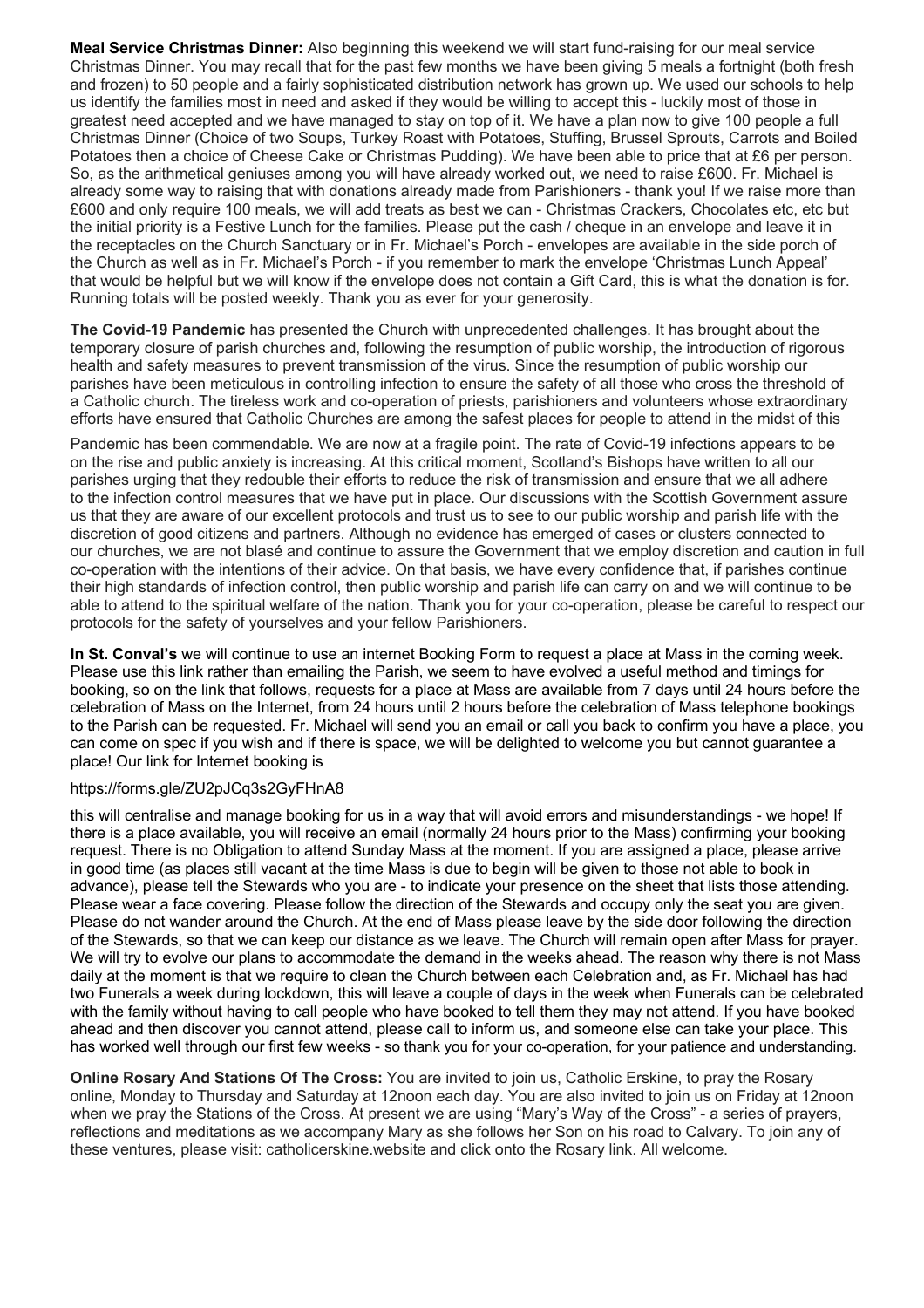**Meal Service Christmas Dinner:** Also beginning this weekend we will start fund-raising for our meal service Christmas Dinner. You may recall that for the past few months we have been giving 5 meals a fortnight (both fresh and frozen) to 50 people and a fairly sophisticated distribution network has grown up. We used our schools to help us identify the families most in need and asked if they would be willing to accept this - luckily most of those in greatest need accepted and we have managed to stay on top of it. We have a plan now to give 100 people a full Christmas Dinner (Choice of two Soups, Turkey Roast with Potatoes, Stuffing, Brussel Sprouts, Carrots and Boiled Potatoes then a choice of Cheese Cake or Christmas Pudding). We have been able to price that at £6 per person. So, as the arithmetical geniuses among you will have already worked out, we need to raise £600. Fr. Michael is already some way to raising that with donations already made from Parishioners - thank you! If we raise more than £600 and only require 100 meals, we will add treats as best we can - Christmas Crackers, Chocolates etc, etc but the initial priority is a Festive Lunch for the families. Please put the cash / cheque in an envelope and leave it in the receptacles on the Church Sanctuary or in Fr. Michael's Porch - envelopes are available in the side porch of the Church as well as in Fr. Michael's Porch - if you remember to mark the envelope 'Christmas Lunch Appeal' that would be helpful but we will know if the envelope does not contain a Gift Card, this is what the donation is for. Running totals will be posted weekly. Thank you as ever for your generosity.

**The Covid-19 Pandemic** has presented the Church with unprecedented challenges. It has brought about the temporary closure of parish churches and, following the resumption of public worship, the introduction of rigorous health and safety measures to prevent transmission of the virus. Since the resumption of public worship our parishes have been meticulous in controlling infection to ensure the safety of all those who cross the threshold of a Catholic church. The tireless work and co-operation of priests, parishioners and volunteers whose extraordinary efforts have ensured that Catholic Churches are among the safest places for people to attend in the midst of this Pandemic has been commendable. We are now at a fragile point. The rate of Covid-19 infections appears to be on the rise and public anxiety is increasing. At this critical moment, Scotland's Bishops have written to all our parishes urging that they redouble their efforts to reduce the risk of transmission and ensure that we all adhere to the infection control measures that we have put in place. Our discussions with the Scottish Government assure us that they are aware of our excellent protocols and trust us to see to our public worship and parish life with the discretion of good citizens and partners. Although no evidence has emerged of cases or clusters connected to our churches, we are not blasé and continue to assure the Government that we employ discretion and caution in full co-operation with the intentions of their advice. On that basis, we have every confidence that, if parishes continue their high standards of infection control, then public worship and parish life can carry on and we will continue to be able to attend to the spiritual welfare of the nation. Thank you for your co-operation, please be careful to respect our protocols for the safety of yourselves and your fellow Parishioners.

**In St. Conval's** we will continue to use an internet Booking Form to request a place at Mass in the coming week. Please use this link rather than emailing the Parish, we seem to have evolved a useful method and timings for booking, so on the link that follows, requests for a place at Mass are available from 7 days until 24 hours before the celebration of Mass on the Internet, from 24 hours until 2 hours before the celebration of Mass telephone bookings to the Parish can be requested. Fr. Michael will send you an email or call you back to confirm you have a place, you can come on spec if you wish and if there is space, we will be delighted to welcome you but cannot guarantee a place! Our link for Internet booking is

https://forms.gle/ZU2pJCq3s2GyFHnA8

this will centralise and manage booking for us in a way that will avoid errors and misunderstandings - we hope! If there is a place available, you will receive an email (normally 24 hours prior to the Mass) confirming your booking request. There is no Obligation to attend Sunday Mass at the moment. If you are assigned a place, please arrive in good time (as places still vacant at the time Mass is due to begin will be given to those not able to book in advance), please tell the Stewards who you are - to indicate your presence on the sheet that lists those attending. Please wear a face covering. Please follow the direction of the Stewards and occupy only the seat you are given. Please do not wander around the Church. At the end of Mass please leave by the side door following the direction of the Stewards, so that we can keep our distance as we leave. The Church will remain open after Mass for prayer. We will try to evolve our plans to accommodate the demand in the weeks ahead. The reason why there is not Mass daily at the moment is that we require to clean the Church between each Celebration and, as Fr. Michael has had two Funerals a week during lockdown, this will leave a couple of days in the week when Funerals can be celebrated with the family without having to call people who have booked to tell them they may not attend. If you have booked ahead and then discover you cannot attend, please call to inform us, and someone else can take your place. This has worked well through our first few weeks - so thank you for your co-operation, for your patience and understanding.

**Online Rosary And Stations Of The Cross:** You are invited to join us, Catholic Erskine, to pray the Rosary online, Monday to Thursday and Saturday at 12noon each day. You are also invited to join us on Friday at 12noon when we pray the Stations of the Cross. At present we are using "Mary's Way of the Cross" - a series of prayers, reflections and meditations as we accompany Mary as she follows her Son on his road to Calvary. To join any of these ventures, please visit: catholicerskine.website and click onto the Rosary link. All welcome.